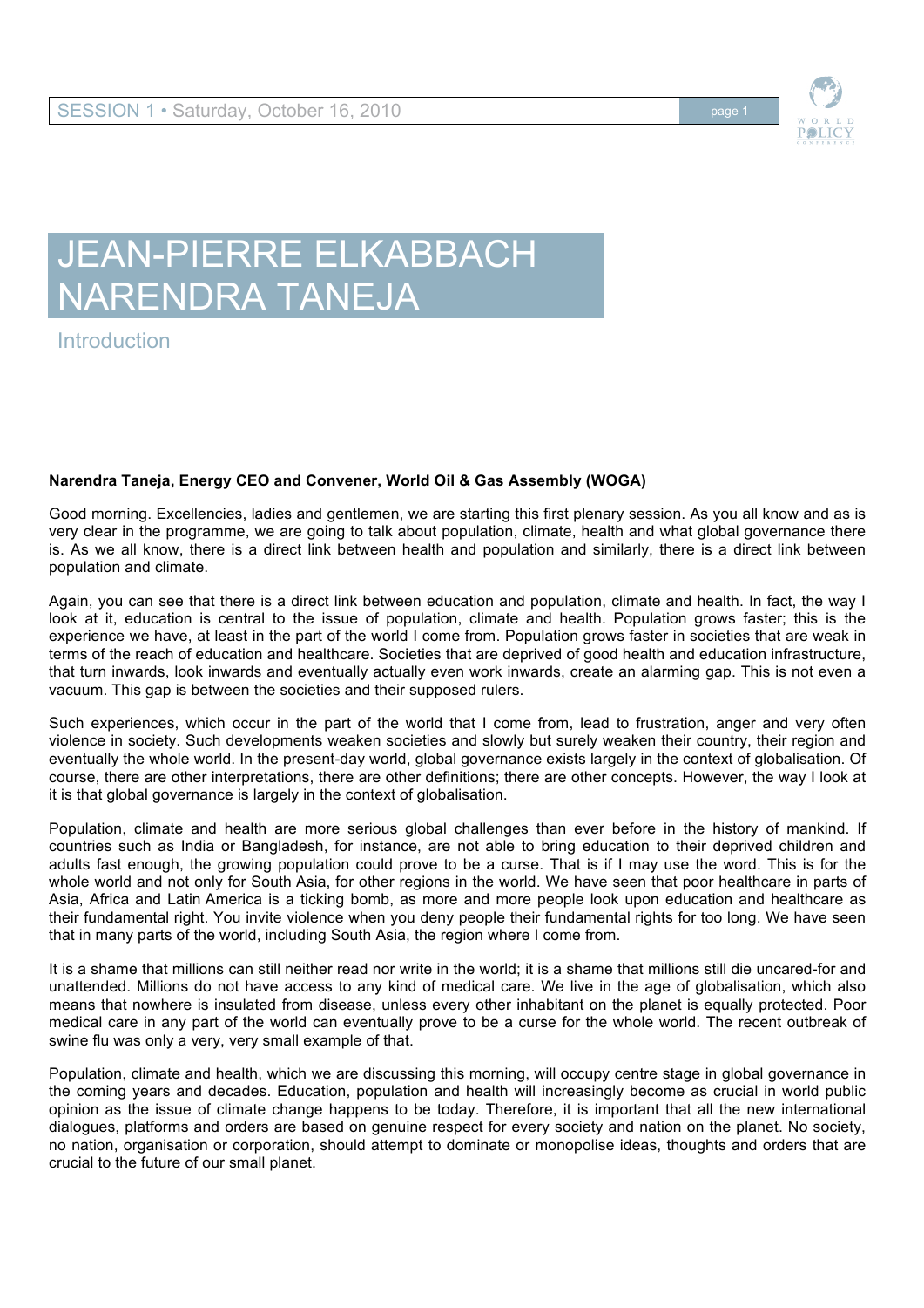# JEAN-PIERRE ELKABBACH
# NARENDRA TANEJA

## Introduction

**Narendra Taneja, Energy CEO and Convener, World Oil & Gas Assembly (WOGA)**

Good morning. Excellencies, ladies and gentlemen, we are starting this first plenary session. As you all know and as is very clear in the programme, we are going to talk about population, climate, health and what global governance there is. As we all know, there is a direct link between health and population and similarly, there is a direct link between population and climate.

Again, you can see that there is a direct link between education and population, climate and health. In fact, the way I look at it, education is central to the issue of population, climate and health. Population grows faster; this is the experience we have, at least in the part of the world I come from. Population grows faster in societies that are weak in terms of the reach of education and healthcare. Societies that are deprived of good health and education infrastructure, that turn inwards, look inwards and eventually actually even work inwards, create an alarming gap. This is not even a vacuum. This gap is between the societies and their supposed rulers.

Such experiences, which occur in the part of the world that I come from, lead to frustration, anger and very often violence in society. Such developments weaken societies and slowly but surely weaken their country, their region and eventually the whole world. In the present-day world, global governance exists largely in the context of globalisation. Of course, there are other interpretations, there are other definitions; there are other concepts. However, the way I look at it is that global governance is largely in the context of globalisation.

Population, climate and health are more serious global challenges than ever before in the history of mankind. If countries such as India or Bangladesh, for instance, are not able to bring education to their deprived children and adults fast enough, the growing population could prove to be a curse. That is if I may use the word. This is for the whole world and not only for South Asia, for other regions in the world. We have seen that poor healthcare in parts of Asia, Africa and Latin America is a ticking bomb, as more and more people look upon education and healthcare as their fundamental right. You invite violence when you deny people their fundamental rights for too long. We have seen that in many parts of the world, including South Asia, the region where I come from.

It is a shame that millions can still neither read nor write in the world; it is a shame that millions still die uncared-for and unattended. Millions do not have access to any kind of medical care. We live in the age of globalisation, which also means that nowhere is insulated from disease, unless every other inhabitant on the planet is equally protected. Poor medical care in any part of the world can eventually prove to be a curse for the whole world. The recent outbreak of swine flu was only a very, very small example of that.

Population, climate and health, which we are discussing this morning, will occupy centre stage in global governance in the coming years and decades. Education, population and health will increasingly become as crucial in world public opinion as the issue of climate change happens to be today. Therefore, it is important that all the new international dialogues, platforms and orders are based on genuine respect for every society and nation on the planet. No society, no nation, organisation or corporation, should attempt to dominate or monopolise ideas, thoughts and orders that are crucial to the future of our small planet.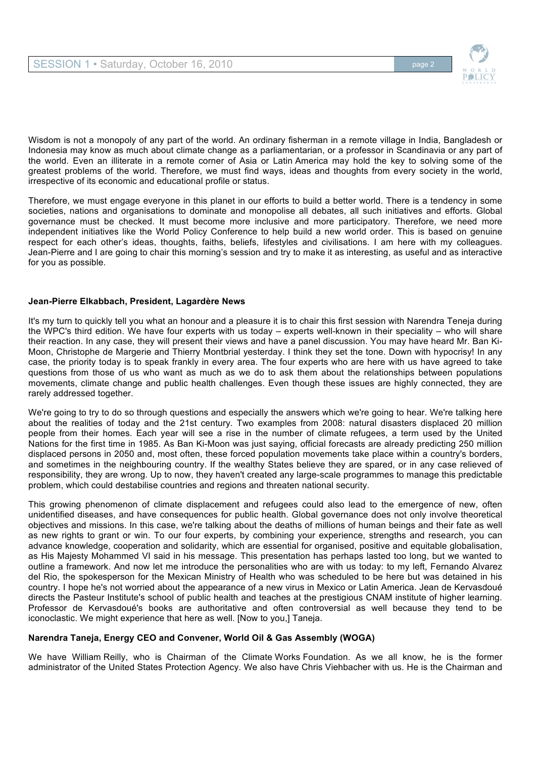Wisdom is not a monopoly of any part of the world. An ordinary fisherman in a remote village in India, Bangladesh or Indonesia may know as much about climate change as a parliamentarian, or a professor in Scandinavia or any part of the world. Even an illiterate in a remote corner of Asia or Latin America may hold the key to solving some of the greatest problems of the world. Therefore, we must find ways, ideas and thoughts from every society in the world, irrespective of its economic and educational profile or status.

Therefore, we must engage everyone in this planet in our efforts to build a better world. There is a tendency in some societies, nations and organisations to dominate and monopolise all debates, all such initiatives and efforts. Global governance must be checked. It must become more inclusive and more participatory. Therefore, we need more independent initiatives like the World Policy Conference to help build a new world order. This is based on genuine respect for each other's ideas, thoughts, faiths, beliefs, lifestyles and civilisations. I am here with my colleagues. Jean-Pierre and I are going to chair this morning's session and try to make it as interesting, as useful and as interactive for you as possible.

**Jean-Pierre Elkabbach, President, Lagardère News**

It's my turn to quickly tell you what an honour and a pleasure it is to chair this first session with Narendra Teneja during the WPC's third edition. We have four experts with us today – experts well-known in their speciality – who will share their reaction. In any case, they will present their views and have a panel discussion. You may have heard Mr. Ban Ki-Moon, Christophe de Margerie and Thierry Montbrial yesterday. I think they set the tone. Down with hypocrisy! In any case, the priority today is to speak frankly in every area. The four experts who are here with us have agreed to take questions from those of us who want as much as we do to ask them about the relationships between populations movements, climate change and public health challenges. Even though these issues are highly connected, they are rarely addressed together.

We're going to try to do so through questions and especially the answers which we're going to hear. We're talking here about the realities of today and the 21st century. Two examples from 2008: natural disasters displaced 20 million people from their homes. Each year will see a rise in the number of climate refugees, a term used by the United Nations for the first time in 1985. As Ban Ki-Moon was just saying, official forecasts are already predicting 250 million displaced persons in 2050 and, most often, these forced population movements take place within a country's borders, and sometimes in the neighbouring country. If the wealthy States believe they are spared, or in any case relieved of responsibility, they are wrong. Up to now, they haven't created any large-scale programmes to manage this predictable problem, which could destabilise countries and regions and threaten national security.

This growing phenomenon of climate displacement and refugees could also lead to the emergence of new, often unidentified diseases, and have consequences for public health. Global governance does not only involve theoretical objectives and missions. In this case, we're talking about the deaths of millions of human beings and their fate as well as new rights to grant or win. To our four experts, by combining your experience, strengths and research, you can advance knowledge, cooperation and solidarity, which are essential for organised, positive and equitable globalisation, as His Majesty Mohammed VI said in his message. This presentation has perhaps lasted too long, but we wanted to outline a framework. And now let me introduce the personalities who are with us today: to my left, Fernando Alvarez del Rio, the spokesperson for the Mexican Ministry of Health who was scheduled to be here but was detained in his country. I hope he's not worried about the appearance of a new virus in Mexico or Latin America. Jean de Kervasdoué directs the Pasteur Institute's school of public health and teaches at the prestigious CNAM institute of higher learning. Professor de Kervasdoué's books are authoritative and often controversial as well because they tend to be iconoclastic. We might experience that here as well. [Now to you,] Taneja.

**Narendra Taneja, Energy CEO and Convener, World Oil & Gas Assembly (WOGA)**

We have William Reilly, who is Chairman of the Climate Works Foundation. As we all know, he is the former administrator of the United States Protection Agency. We also have Chris Viehbacher with us. He is the Chairman and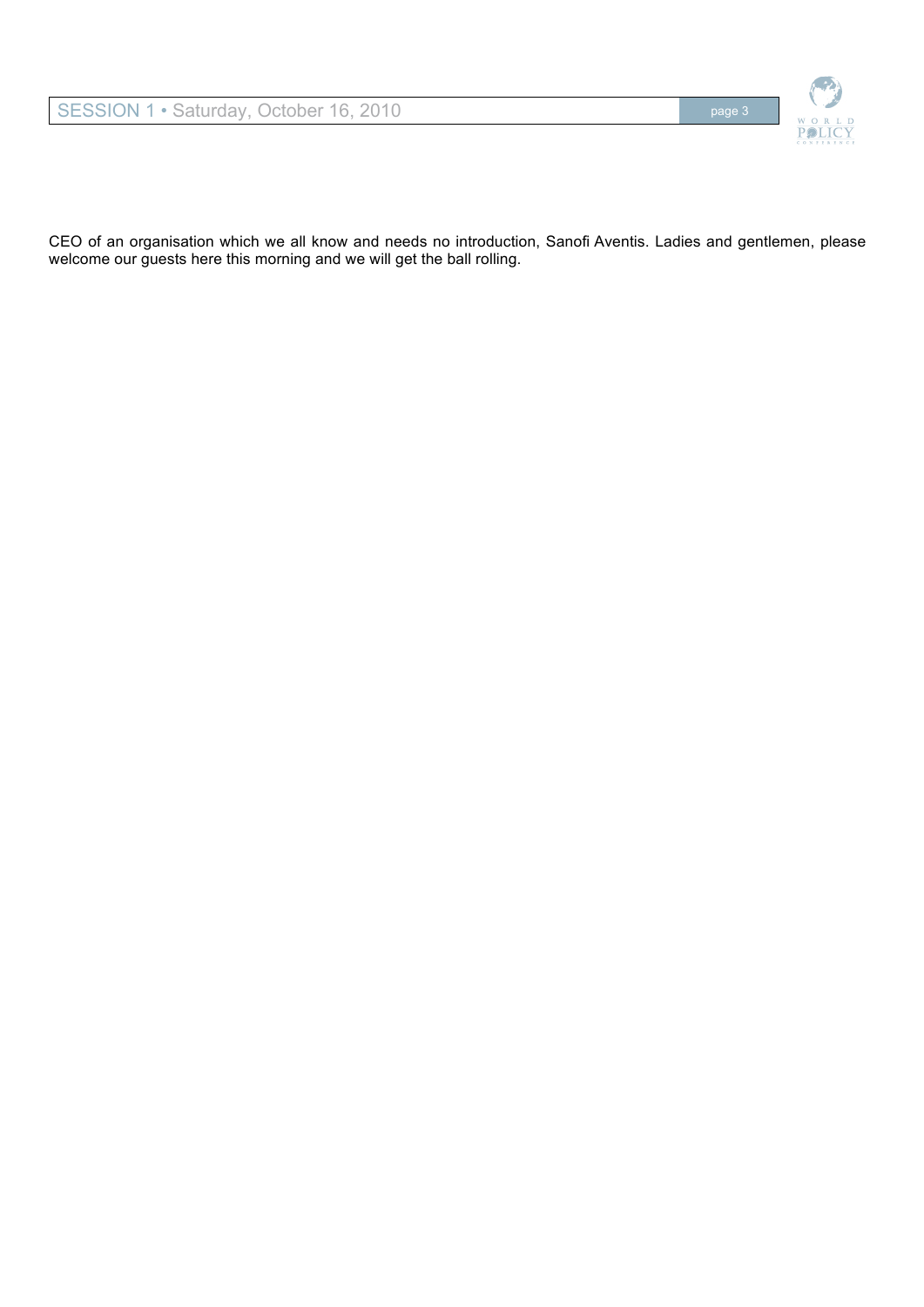CEO of an organisation which we all know and needs no introduction, Sanofi Aventis. Ladies and gentlemen, please welcome our guests here this morning and we will get the ball rolling.